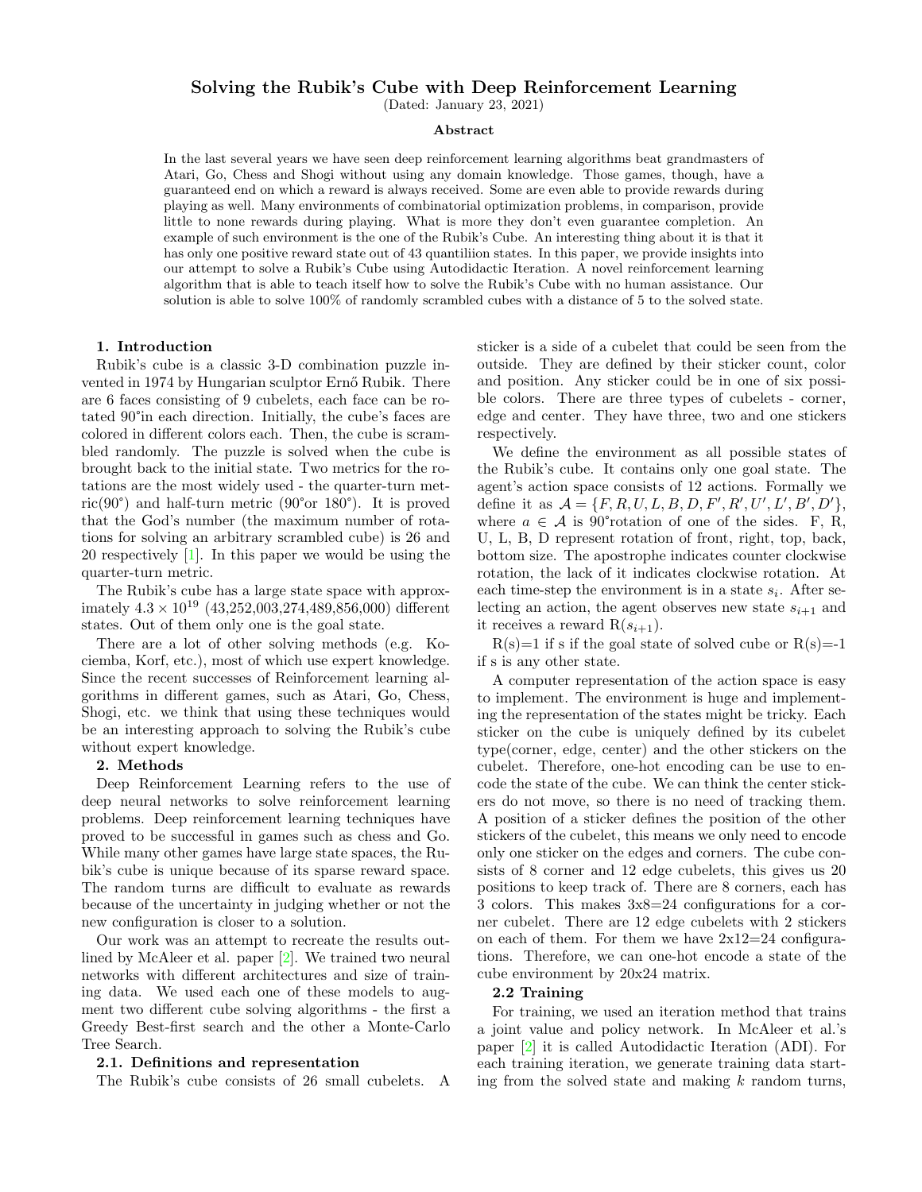# Solving the Rubik's Cube with Deep Reinforcement Learning

(Dated: January 23, 2021)

## Abstract

In the last several years we have seen deep reinforcement learning algorithms beat grandmasters of Atari, Go, Chess and Shogi without using any domain knowledge. Those games, though, have a guaranteed end on which a reward is always received. Some are even able to provide rewards during playing as well. Many environments of combinatorial optimization problems, in comparison, provide little to none rewards during playing. What is more they don't even guarantee completion. An example of such environment is the one of the Rubik's Cube. An interesting thing about it is that it has only one positive reward state out of 43 quantiliion states. In this paper, we provide insights into our attempt to solve a Rubik's Cube using Autodidactic Iteration. A novel reinforcement learning algorithm that is able to teach itself how to solve the Rubik's Cube with no human assistance. Our solution is able to solve 100% of randomly scrambled cubes with a distance of 5 to the solved state.

### 1. Introduction

Rubik's cube is a classic 3-D combination puzzle invented in 1974 by Hungarian sculptor Ernő Rubik. There are 6 faces consisting of 9 cubelets, each face can be rotated 90°in each direction. Initially, the cube's faces are colored in different colors each. Then, the cube is scrambled randomly. The puzzle is solved when the cube is brought back to the initial state. Two metrics for the rotations are the most widely used - the quarter-turn metric(90°) and half-turn metric (90°or 180°). It is proved that the God's number (the maximum number of rotations for solving an arbitrary scrambled cube) is 26 and 20 respectively [1]. In this paper we would be using the quarter-turn metric.

The Rubik's cube has a large state space with approximately $4.3 \times 10^{19}$ (43,252,003,274,489,856,000) different states. Out of them only one is the goal state.

There are a lot of other solving methods (e.g. Kociemba, Korf, etc.), most of which use expert knowledge. Since the recent successes of Reinforcement learning algorithms in different games, such as Atari, Go, Chess, Shogi, etc. we think that using these techniques would be an interesting approach to solving the Rubik's cube without expert knowledge.

### 2. Methods

Deep Reinforcement Learning refers to the use of deep neural networks to solve reinforcement learning problems. Deep reinforcement learning techniques have proved to be successful in games such as chess and Go. While many other games have large state spaces, the Rubik's cube is unique because of its sparse reward space. The random turns are difficult to evaluate as rewards because of the uncertainty in judging whether or not the new configuration is closer to a solution.

Our work was an attempt to recreate the results outlined by McAleer et al. paper [2]. We trained two neural networks with different architectures and size of training data. We used each one of these models to augment two different cube solving algorithms - the first a Greedy Best-first search and the other a Monte-Carlo Tree Search.

### 2.1. Definitions and representation

The Rubik's cube consists of 26 small cubelets. A sticker is a side of a cubelet that could be seen from the outside. They are defined by their sticker count, color and position. Any sticker could be in one of six possible colors. There are three types of cubelets - corner, edge and center. They have three, two and one stickers respectively.

We define the environment as all possible states of the Rubik's cube. It contains only one goal state. The agent's action space consists of 12 actions. Formally we define it as $\mathcal{A} = \{F, R, U, L, B, D, F', R', U', L', B', D'\}$, where $a \in \mathcal{A}$ is 90°rotation of one of the sides. F, R, U, L, B, D represent rotation of front, right, top, back, bottom size. The apostrophe indicates counter clockwise rotation, the lack of it indicates clockwise rotation. At each time-step the environment is in a state $s_i$. After selecting an action, the agent observes new state $s_{i+1}$ and it receives a reward $R(s_{i+1})$.

R(s)=1 if s if the goal state of solved cube or R(s)=-1 if s is any other state.

A computer representation of the action space is easy to implement. The environment is huge and implementing the representation of the states might be tricky. Each sticker on the cube is uniquely defined by its cubelet type(corner, edge, center) and the other stickers on the cubelet. Therefore, one-hot encoding can be use to encode the state of the cube. We can think the center stickers do not move, so there is no need of tracking them. A position of a sticker defines the position of the other stickers of the cubelet, this means we only need to encode only one sticker on the edges and corners. The cube consists of 8 corner and 12 edge cubelets, this gives us 20 positions to keep track of. There are 8 corners, each has 3 colors. This makes 3x8=24 configurations for a corner cubelet. There are 12 edge cubelets with 2 stickers on each of them. For them we have 2x12=24 configurations. Therefore, we can one-hot encode a state of the cube environment by 20x24 matrix.

### 2.2 Training

For training, we used an iteration method that trains a joint value and policy network. In McAleer et al.'s paper [2] it is called Autodidactic Iteration (ADI). For each training iteration, we generate training data starting from the solved state and making $k$ random turns,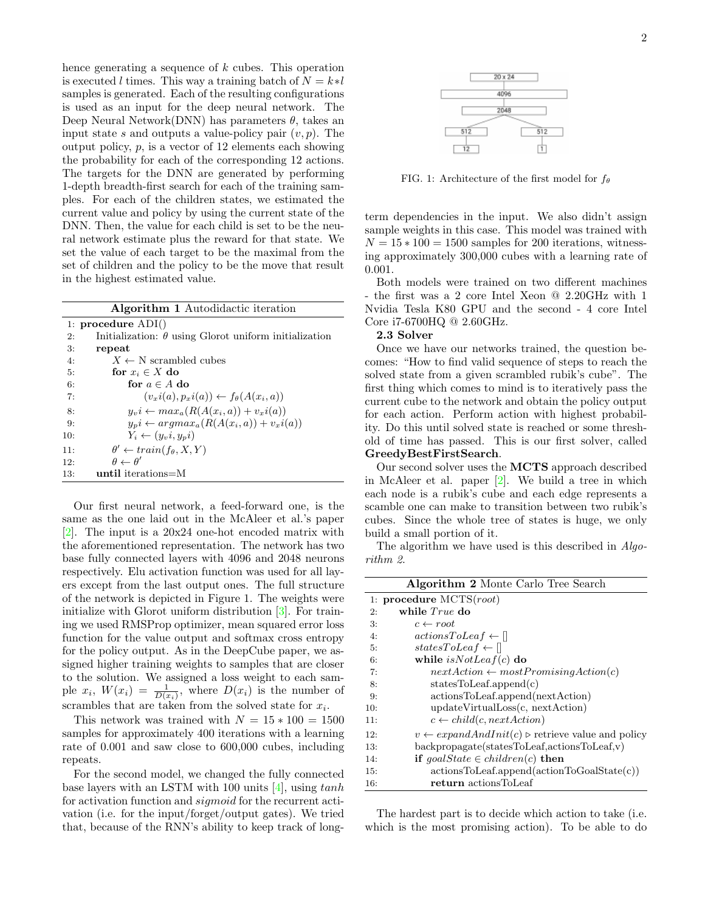hence generating a sequence of $k$ cubes. This operation is executed $l$ times. This way a training batch of $N = k*l$ samples is generated. Each of the resulting configurations is used as an input for the deep neural network. The Deep Neural Network(DNN) has parameters $\theta$, takes an input state $s$ and outputs a value-policy pair $(v, p)$. The output policy, $p$, is a vector of 12 elements each showing the probability for each of the corresponding 12 actions. The targets for the DNN are generated by performing 1-depth breadth-first search for each of the training samples. For each of the children states, we estimated the current value and policy by using the current state of the DNN. Then, the value for each child is set to be the neural network estimate plus the reward for that state. We set the value of each target to be the maximal from the set of children and the policy to be the move that result in the highest estimated value.

**Algorithm 1** Autodidactic iteration

```
1:  procedure ADI()
2:      Initialization: θ using Glorot uniform initialization
3:      repeat
4:          X ← N scrambled cubes
5:          for x_i ∈ X do
6:              for a ∈ A do
7:                  (v_x i(a), p_x i(a)) ← f_θ(A(x_i, a))
8:              y_v i ← max_a(R(A(x_i, a)) + v_x i(a))
9:              y_p i ← argmax_a(R(A(x_i, a)) + v_x i(a))
10:             Y_i ← (y_v i, y_p i)
11:         θ' ← train(f_θ, X, Y)
12:         θ ← θ'
13:     until iterations=M
```

Our first neural network, a feed-forward one, is the same as the one laid out in the McAleer et al.'s paper [2]. The input is a 20x24 one-hot encoded matrix with the aforementioned representation. The network has two base fully connected layers with 4096 and 2048 neurons respectively. Elu activation function was used for all layers except from the last output ones. The full structure of the network is depicted in Figure 1. The weights were initialize with Glorot uniform distribution [3]. For training we used RMSProp optimizer, mean squared error loss function for the value output and softmax cross entropy for the policy output. As in the DeepCube paper, we assigned higher training weights to samples that are closer to the solution. We assigned a loss weight to each sample $x_i$, $W(x_i) = \frac{1}{D(x_i)}$, where $D(x_i)$ is the number of scrambles that are taken from the solved state for $x_i$.

This network was trained with $N = 15 * 100 = 1500$ samples for approximately 400 iterations with a learning rate of 0.001 and saw close to 600,000 cubes, including repeats.

For the second model, we changed the fully connected base layers with an LSTM with 100 units [4], using *tanh* for activation function and *sigmoid* for the recurrent activation (i.e. for the input/forget/output gates). We tried that, because of the RNN's ability to keep track of long-term dependencies in the input. We also didn't assign sample weights in this case. This model was trained with $N = 15 * 100 = 1500$ samples for 200 iterations, witnessing approximately 300,000 cubes with a learning rate of 0.001.

FIG. 1: Architecture of the first model for $f_\theta$

Both models were trained on two different machines - the first was a 2 core Intel Xeon @ 2.20GHz with 1 Nvidia Tesla K80 GPU and the second - 4 core Intel Core i7-6700HQ @ 2.60GHz.

**2.3 Solver**

Once we have our networks trained, the question becomes: "How to find valid sequence of steps to reach the solved state from a given scrambled rubik's cube". The first thing which comes to mind is to iteratively pass the current cube to the network and obtain the policy output for each action. Perform action with highest probability. Do this until solved state is reached or some threshold of time has passed. This is our first solver, called **GreedyBestFirstSearch**.

Our second solver uses the **MCTS** approach described in McAleer et al. paper [2]. We build a tree in which each node is a rubik's cube and each edge represents a scamble one can make to transition between two rubik's cubes. Since the whole tree of states is huge, we only build a small portion of it.

The algorithm we have used is this described in *Algorithm 2*.

**Algorithm 2** Monte Carlo Tree Search

```
1:  procedure MCTS(root)
2:      while True do
3:          c ← root
4:          actionsToLeaf ← []
5:          statesToLeaf ← []
6:          while isNotLeaf(c) do
7:              nextAction ← mostPromisingAction(c)
8:              statesToLeaf.append(c)
9:              actionsToLeaf.append(nextAction)
10:             updateVirtualLoss(c, nextAction)
11:             c ← child(c, nextAction)
12:         v ← expandAndInit(c)  ▷ retrieve value and policy
13:         backpropagate(statesToLeaf,actionsToLeaf,v)
14:         if goalState ∈ children(c) then
15:             actionsToLeaf.append(actionToGoalState(c))
16:             return actionsToLeaf
```

The hardest part is to decide which action to take (i.e. which is the most promising action). To be able to do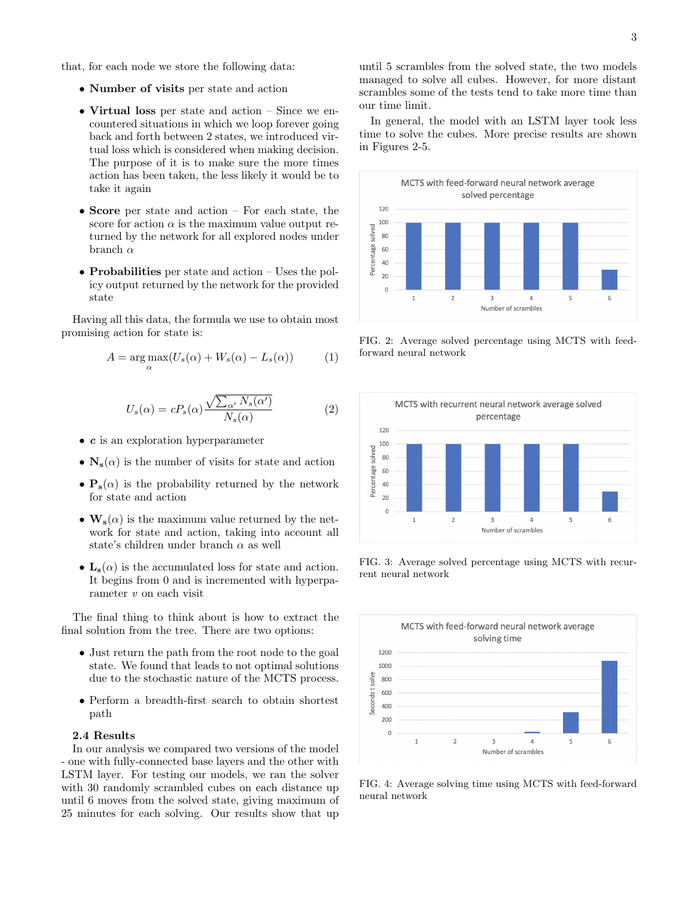that, for each node we store the following data:

- **Number of visits** per state and action
- **Virtual loss** per state and action – Since we encountered situations in which we loop forever going back and forth between 2 states, we introduced virtual loss which is considered when making decision. The purpose of it is to make sure the more times action has been taken, the less likely it would be to take it again
- **Score** per state and action – For each state, the score for action $\alpha$ is the maximum value output returned by the network for all explored nodes under branch $\alpha$
- **Probabilities** per state and action – Uses the policy output returned by the network for the provided state

Having all this data, the formula we use to obtain most promising action for state is:

$$A = \arg\max_{\alpha}(U_s(\alpha) + W_s(\alpha) - L_s(\alpha)) \tag{1}$$

$$U_s(\alpha) = cP_s(\alpha)\frac{\sqrt{\sum_{\alpha'} N_s(\alpha')}}{N_s(\alpha)} \tag{2}$$

- $\boldsymbol{c}$ is an exploration hyperparameter
- $\mathbf{N_s}(\alpha)$ is the number of visits for state and action
- $\mathbf{P_s}(\alpha)$ is the probability returned by the network for state and action
- $\mathbf{W_s}(\alpha)$ is the maximum value returned by the network for state and action, taking into account all state's children under branch $\alpha$ as well
- $\mathbf{L_s}(\alpha)$ is the accumulated loss for state and action. It begins from 0 and is incremented with hyperparameter $v$ on each visit

The final thing to think about is how to extract the final solution from the tree. There are two options:

- Just return the path from the root node to the goal state. We found that leads to not optimal solutions due to the stochastic nature of the MCTS process.
- Perform a breadth-first search to obtain shortest path

### 2.4 Results

In our analysis we compared two versions of the model - one with fully-connected base layers and the other with LSTM layer. For testing our models, we ran the solver with 30 randomly scrambled cubes on each distance up until 6 moves from the solved state, giving maximum of 25 minutes for each solving. Our results show that up until 5 scrambles from the solved state, the two models managed to solve all cubes. However, for more distant scrambles some of the tests tend to take more time than our time limit.

In general, the model with an LSTM layer took less time to solve the cubes. More precise results are shown in Figures 2-5.

FIG. 2: Average solved percentage using MCTS with feed-forward neural network

FIG. 3: Average solved percentage using MCTS with recurrent neural network

FIG. 4: Average solving time using MCTS with feed-forward neural network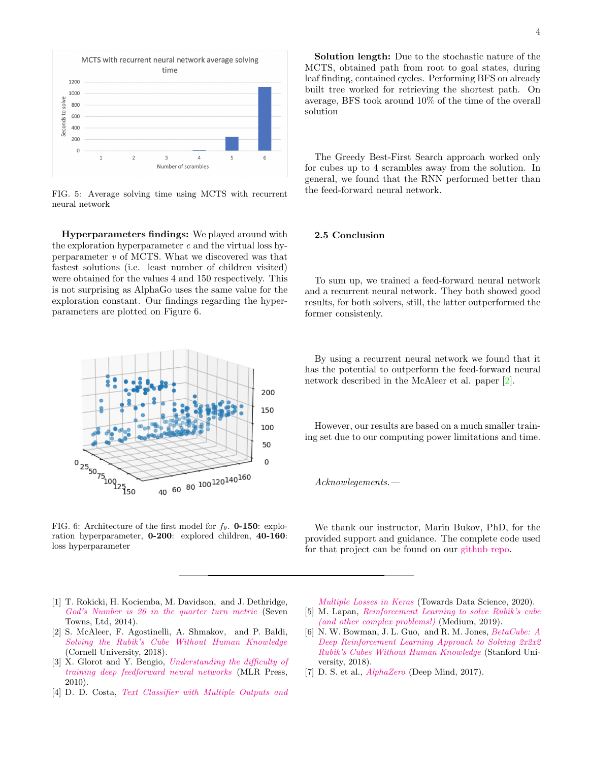MCTS with recurrent neural network average solving time

Seconds to solve

1200
1000
800
600
400
200
0

1 2 3 4 5 6

Number of scrambles

FIG. 5: Average solving time using MCTS with recurrent neural network

**Hyperparameters findings:** We played around with the exploration hyperparameter $c$ and the virtual loss hyperparameter $v$ of MCTS. What we discovered was that fastest solutions (i.e. least number of children visited) were obtained for the values 4 and 150 respectively. This is not surprising as AlphaGo uses the same value for the exploration constant. Our findings regarding the hyperparameters are plotted on Figure 6.

0 25 50 75 100 125 150

40 60 80 100 120 140 160

0 50 100 150 200

FIG. 6: Architecture of the first model for $f_\theta$. **0-150**: exploration hyperparameter, **0-200**: explored children, **40-160**: loss hyperparameter

**Solution length:** Due to the stochastic nature of the MCTS, obtained path from root to goal states, during leaf finding, contained cycles. Performing BFS on already built tree worked for retrieving the shortest path. On average, BFS took around 10% of the time of the overall solution

The Greedy Best-First Search approach worked only for cubes up to 4 scrambles away from the solution. In general, we found that the RNN performed better than the feed-forward neural network.

### 2.5 Conclusion

To sum up, we trained a feed-forward neural network and a recurrent neural network. They both showed good results, for both solvers, still, the latter outperformed the former consistently.

By using a recurrent neural network we found that it has the potential to outperform the feed-forward neural network described in the McAleer et al. paper [2].

However, our results are based on a much smaller training set due to our computing power limitations and time.

*Acknowlegements.*—

We thank our instructor, Marin Bukov, PhD, for the provided support and guidance. The complete code used for that project can be found on our github repo.

---

[1] T. Rokicki, H. Kociemba, M. Davidson, and J. Dethridge, *God's Number is 26 in the quarter turn metric* (Seven Towns, Ltd, 2014).

[2] S. McAleer, F. Agostinelli, A. Shmakov, and P. Baldi, *Solving the Rubik's Cube Without Human Knowledge* (Cornell University, 2018).

[3] X. Glorot and Y. Bengio, *Understanding the difficulty of training deep feedforward neural networks* (MLR Press, 2010).

[4] D. D. Costa, *Text Classifier with Multiple Outputs and Multiple Losses in Keras* (Towards Data Science, 2020).

[5] M. Lapan, *Reinforcement Learning to solve Rubik's cube (and other complex problems!)* (Medium, 2019).

[6] N. W. Bowman, J. L. Guo, and R. M. Jones, *BetaCube: A Deep Reinforcement Learning Approach to Solving 2x2x2 Rubik's Cubes Without Human Knowledge* (Stanford University, 2018).

[7] D. S. et al., *AlphaZero* (Deep Mind, 2017).